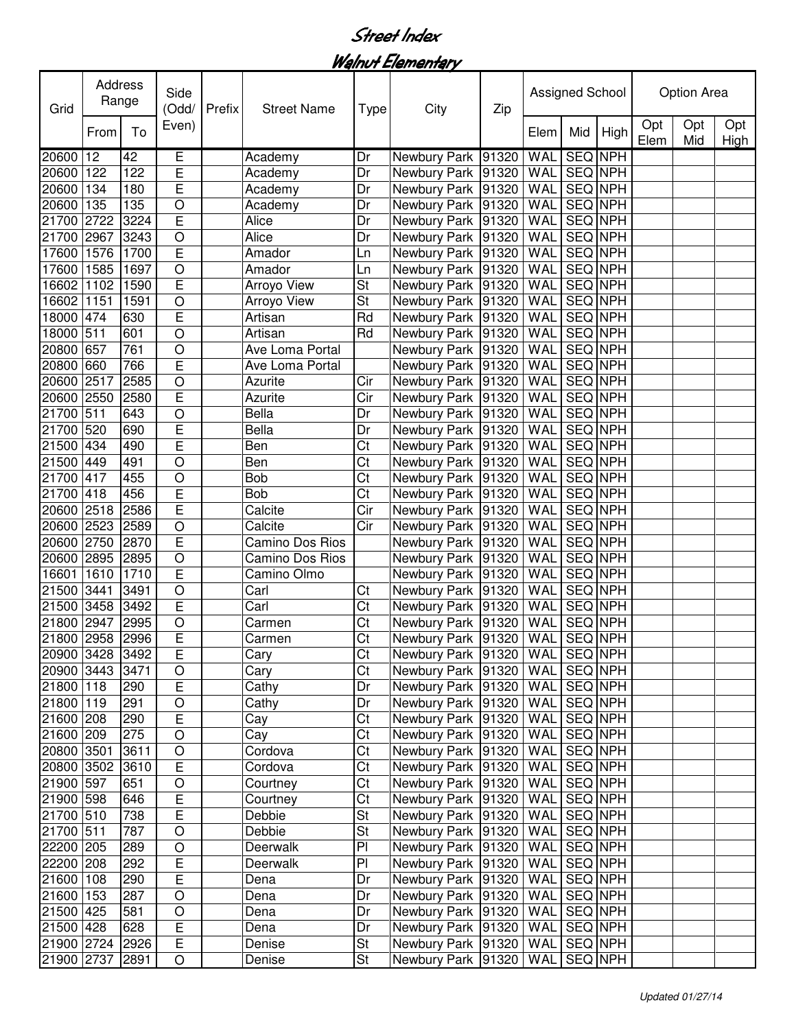# Street Index

## Walnut Elementary

| Grid | Address Range | | Side (Odd/ Even) | Prefix | Street Name | Type | City | Zip | Assigned School | | | Option Area | | |
|---|---|---|---|---|---|---|---|---|---|---|---|---|---|---|
| | From | To | | | | | | | Elem | Mid | High | Opt Elem | Opt Mid | Opt High |
| 20600 | 12 | 42 | E | | Academy | Dr | Newbury Park | 91320 | WAL | SEQ | NPH | | | |
| 20600 | 122 | 122 | E | | Academy | Dr | Newbury Park | 91320 | WAL | SEQ | NPH | | | |
| 20600 | 134 | 180 | E | | Academy | Dr | Newbury Park | 91320 | WAL | SEQ | NPH | | | |
| 20600 | 135 | 135 | O | | Academy | Dr | Newbury Park | 91320 | WAL | SEQ | NPH | | | |
| 21700 | 2722 | 3224 | E | | Alice | Dr | Newbury Park | 91320 | WAL | SEQ | NPH | | | |
| 21700 | 2967 | 3243 | O | | Alice | Dr | Newbury Park | 91320 | WAL | SEQ | NPH | | | |
| 17600 | 1576 | 1700 | E | | Amador | Ln | Newbury Park | 91320 | WAL | SEQ | NPH | | | |
| 17600 | 1585 | 1697 | O | | Amador | Ln | Newbury Park | 91320 | WAL | SEQ | NPH | | | |
| 16602 | 1102 | 1590 | E | | Arroyo View | St | Newbury Park | 91320 | WAL | SEQ | NPH | | | |
| 16602 | 1151 | 1591 | O | | Arroyo View | St | Newbury Park | 91320 | WAL | SEQ | NPH | | | |
| 18000 | 474 | 630 | E | | Artisan | Rd | Newbury Park | 91320 | WAL | SEQ | NPH | | | |
| 18000 | 511 | 601 | O | | Artisan | Rd | Newbury Park | 91320 | WAL | SEQ | NPH | | | |
| 20800 | 657 | 761 | O | | Ave Loma Portal | | Newbury Park | 91320 | WAL | SEQ | NPH | | | |
| 20800 | 660 | 766 | E | | Ave Loma Portal | | Newbury Park | 91320 | WAL | SEQ | NPH | | | |
| 20600 | 2517 | 2585 | O | | Azurite | Cir | Newbury Park | 91320 | WAL | SEQ | NPH | | | |
| 20600 | 2550 | 2580 | E | | Azurite | Cir | Newbury Park | 91320 | WAL | SEQ | NPH | | | |
| 21700 | 511 | 643 | O | | Bella | Dr | Newbury Park | 91320 | WAL | SEQ | NPH | | | |
| 21700 | 520 | 690 | E | | Bella | Dr | Newbury Park | 91320 | WAL | SEQ | NPH | | | |
| 21500 | 434 | 490 | E | | Ben | Ct | Newbury Park | 91320 | WAL | SEQ | NPH | | | |
| 21500 | 449 | 491 | O | | Ben | Ct | Newbury Park | 91320 | WAL | SEQ | NPH | | | |
| 21700 | 417 | 455 | O | | Bob | Ct | Newbury Park | 91320 | WAL | SEQ | NPH | | | |
| 21700 | 418 | 456 | E | | Bob | Ct | Newbury Park | 91320 | WAL | SEQ | NPH | | | |
| 20600 | 2518 | 2586 | E | | Calcite | Cir | Newbury Park | 91320 | WAL | SEQ | NPH | | | |
| 20600 | 2523 | 2589 | O | | Calcite | Cir | Newbury Park | 91320 | WAL | SEQ | NPH | | | |
| 20600 | 2750 | 2870 | E | | Camino Dos Rios | | Newbury Park | 91320 | WAL | SEQ | NPH | | | |
| 20600 | 2895 | 2895 | O | | Camino Dos Rios | | Newbury Park | 91320 | WAL | SEQ | NPH | | | |
| 16601 | 1610 | 1710 | E | | Camino Olmo | | Newbury Park | 91320 | WAL | SEQ | NPH | | | |
| 21500 | 3441 | 3491 | O | | Carl | Ct | Newbury Park | 91320 | WAL | SEQ | NPH | | | |
| 21500 | 3458 | 3492 | E | | Carl | Ct | Newbury Park | 91320 | WAL | SEQ | NPH | | | |
| 21800 | 2947 | 2995 | O | | Carmen | Ct | Newbury Park | 91320 | WAL | SEQ | NPH | | | |
| 21800 | 2958 | 2996 | E | | Carmen | Ct | Newbury Park | 91320 | WAL | SEQ | NPH | | | |
| 20900 | 3428 | 3492 | E | | Cary | Ct | Newbury Park | 91320 | WAL | SEQ | NPH | | | |
| 20900 | 3443 | 3471 | O | | Cary | Ct | Newbury Park | 91320 | WAL | SEQ | NPH | | | |
| 21800 | 118 | 290 | E | | Cathy | Dr | Newbury Park | 91320 | WAL | SEQ | NPH | | | |
| 21800 | 119 | 291 | O | | Cathy | Dr | Newbury Park | 91320 | WAL | SEQ | NPH | | | |
| 21600 | 208 | 290 | E | | Cay | Ct | Newbury Park | 91320 | WAL | SEQ | NPH | | | |
| 21600 | 209 | 275 | O | | Cay | Ct | Newbury Park | 91320 | WAL | SEQ | NPH | | | |
| 20800 | 3501 | 3611 | O | | Cordova | Ct | Newbury Park | 91320 | WAL | SEQ | NPH | | | |
| 20800 | 3502 | 3610 | E | | Cordova | Ct | Newbury Park | 91320 | WAL | SEQ | NPH | | | |
| 21900 | 597 | 651 | O | | Courtney | Ct | Newbury Park | 91320 | WAL | SEQ | NPH | | | |
| 21900 | 598 | 646 | E | | Courtney | Ct | Newbury Park | 91320 | WAL | SEQ | NPH | | | |
| 21700 | 510 | 738 | E | | Debbie | St | Newbury Park | 91320 | WAL | SEQ | NPH | | | |
| 21700 | 511 | 787 | O | | Debbie | St | Newbury Park | 91320 | WAL | SEQ | NPH | | | |
| 22200 | 205 | 289 | O | | Deerwalk | Pl | Newbury Park | 91320 | WAL | SEQ | NPH | | | |
| 22200 | 208 | 292 | E | | Deerwalk | Pl | Newbury Park | 91320 | WAL | SEQ | NPH | | | |
| 21600 | 108 | 290 | E | | Dena | Dr | Newbury Park | 91320 | WAL | SEQ | NPH | | | |
| 21600 | 153 | 287 | O | | Dena | Dr | Newbury Park | 91320 | WAL | SEQ | NPH | | | |
| 21500 | 425 | 581 | O | | Dena | Dr | Newbury Park | 91320 | WAL | SEQ | NPH | | | |
| 21500 | 428 | 628 | E | | Dena | Dr | Newbury Park | 91320 | WAL | SEQ | NPH | | | |
| 21900 | 2724 | 2926 | E | | Denise | St | Newbury Park | 91320 | WAL | SEQ | NPH | | | |
| 21900 | 2737 | 2891 | O | | Denise | St | Newbury Park | 91320 | WAL | SEQ | NPH | | | |

*Updated 01/27/14*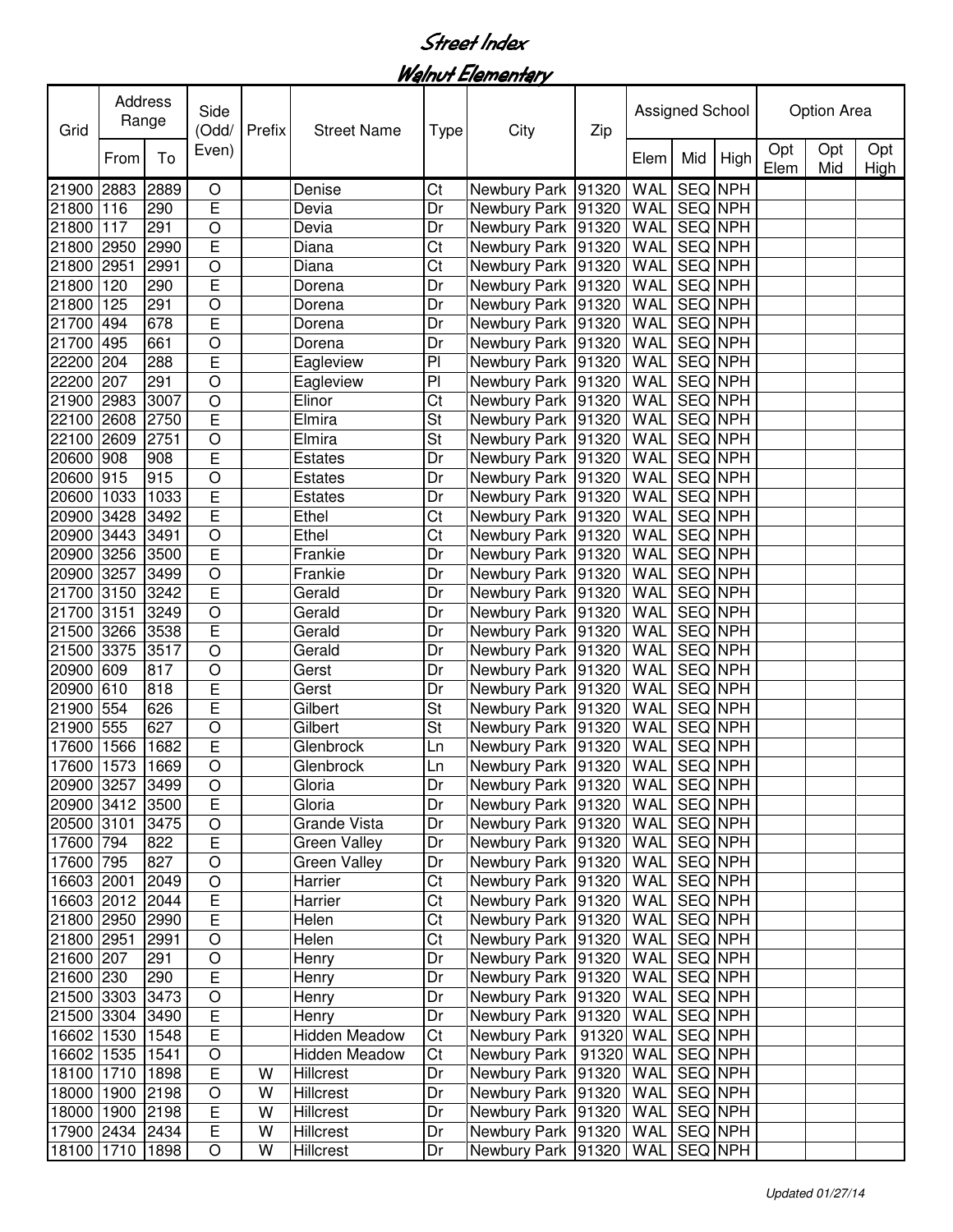# Street Index

## Walnut Elementary

| Grid | Address Range | | Side (Odd/ Even) | Prefix | Street Name | Type | City | Zip | Assigned School | | | Option Area | | |
|---|---|---|---|---|---|---|---|---|---|---|---|---|---|---|
| | From | To | | | | | | | Elem | Mid | High | Opt Elem | Opt Mid | Opt High |
| 21900 | 2883 | 2889 | O | | Denise | Ct | Newbury Park | 91320 | WAL | SEQ | NPH | | | |
| 21800 | 116 | 290 | E | | Devia | Dr | Newbury Park | 91320 | WAL | SEQ | NPH | | | |
| 21800 | 117 | 291 | O | | Devia | Dr | Newbury Park | 91320 | WAL | SEQ | NPH | | | |
| 21800 | 2950 | 2990 | E | | Diana | Ct | Newbury Park | 91320 | WAL | SEQ | NPH | | | |
| 21800 | 2951 | 2991 | O | | Diana | Ct | Newbury Park | 91320 | WAL | SEQ | NPH | | | |
| 21800 | 120 | 290 | E | | Dorena | Dr | Newbury Park | 91320 | WAL | SEQ | NPH | | | |
| 21800 | 125 | 291 | O | | Dorena | Dr | Newbury Park | 91320 | WAL | SEQ | NPH | | | |
| 21700 | 494 | 678 | E | | Dorena | Dr | Newbury Park | 91320 | WAL | SEQ | NPH | | | |
| 21700 | 495 | 661 | O | | Dorena | Dr | Newbury Park | 91320 | WAL | SEQ | NPH | | | |
| 22200 | 204 | 288 | E | | Eagleview | Pl | Newbury Park | 91320 | WAL | SEQ | NPH | | | |
| 22200 | 207 | 291 | O | | Eagleview | Pl | Newbury Park | 91320 | WAL | SEQ | NPH | | | |
| 21900 | 2983 | 3007 | O | | Elinor | Ct | Newbury Park | 91320 | WAL | SEQ | NPH | | | |
| 22100 | 2608 | 2750 | E | | Elmira | St | Newbury Park | 91320 | WAL | SEQ | NPH | | | |
| 22100 | 2609 | 2751 | O | | Elmira | St | Newbury Park | 91320 | WAL | SEQ | NPH | | | |
| 20600 | 908 | 908 | E | | Estates | Dr | Newbury Park | 91320 | WAL | SEQ | NPH | | | |
| 20600 | 915 | 915 | O | | Estates | Dr | Newbury Park | 91320 | WAL | SEQ | NPH | | | |
| 20600 | 1033 | 1033 | E | | Estates | Dr | Newbury Park | 91320 | WAL | SEQ | NPH | | | |
| 20900 | 3428 | 3492 | E | | Ethel | Ct | Newbury Park | 91320 | WAL | SEQ | NPH | | | |
| 20900 | 3443 | 3491 | O | | Ethel | Ct | Newbury Park | 91320 | WAL | SEQ | NPH | | | |
| 20900 | 3256 | 3500 | E | | Frankie | Dr | Newbury Park | 91320 | WAL | SEQ | NPH | | | |
| 20900 | 3257 | 3499 | O | | Frankie | Dr | Newbury Park | 91320 | WAL | SEQ | NPH | | | |
| 21700 | 3150 | 3242 | E | | Gerald | Dr | Newbury Park | 91320 | WAL | SEQ | NPH | | | |
| 21700 | 3151 | 3249 | O | | Gerald | Dr | Newbury Park | 91320 | WAL | SEQ | NPH | | | |
| 21500 | 3266 | 3538 | E | | Gerald | Dr | Newbury Park | 91320 | WAL | SEQ | NPH | | | |
| 21500 | 3375 | 3517 | O | | Gerald | Dr | Newbury Park | 91320 | WAL | SEQ | NPH | | | |
| 20900 | 609 | 817 | O | | Gerst | Dr | Newbury Park | 91320 | WAL | SEQ | NPH | | | |
| 20900 | 610 | 818 | E | | Gerst | Dr | Newbury Park | 91320 | WAL | SEQ | NPH | | | |
| 21900 | 554 | 626 | E | | Gilbert | St | Newbury Park | 91320 | WAL | SEQ | NPH | | | |
| 21900 | 555 | 627 | O | | Gilbert | St | Newbury Park | 91320 | WAL | SEQ | NPH | | | |
| 17600 | 1566 | 1682 | E | | Glenbrock | Ln | Newbury Park | 91320 | WAL | SEQ | NPH | | | |
| 17600 | 1573 | 1669 | O | | Glenbrock | Ln | Newbury Park | 91320 | WAL | SEQ | NPH | | | |
| 20900 | 3257 | 3499 | O | | Gloria | Dr | Newbury Park | 91320 | WAL | SEQ | NPH | | | |
| 20900 | 3412 | 3500 | E | | Gloria | Dr | Newbury Park | 91320 | WAL | SEQ | NPH | | | |
| 20500 | 3101 | 3475 | O | | Grande Vista | Dr | Newbury Park | 91320 | WAL | SEQ | NPH | | | |
| 17600 | 794 | 822 | E | | Green Valley | Dr | Newbury Park | 91320 | WAL | SEQ | NPH | | | |
| 17600 | 795 | 827 | O | | Green Valley | Dr | Newbury Park | 91320 | WAL | SEQ | NPH | | | |
| 16603 | 2001 | 2049 | O | | Harrier | Ct | Newbury Park | 91320 | WAL | SEQ | NPH | | | |
| 16603 | 2012 | 2044 | E | | Harrier | Ct | Newbury Park | 91320 | WAL | SEQ | NPH | | | |
| 21800 | 2950 | 2990 | E | | Helen | Ct | Newbury Park | 91320 | WAL | SEQ | NPH | | | |
| 21800 | 2951 | 2991 | O | | Helen | Ct | Newbury Park | 91320 | WAL | SEQ | NPH | | | |
| 21600 | 207 | 291 | O | | Henry | Dr | Newbury Park | 91320 | WAL | SEQ | NPH | | | |
| 21600 | 230 | 290 | E | | Henry | Dr | Newbury Park | 91320 | WAL | SEQ | NPH | | | |
| 21500 | 3303 | 3473 | O | | Henry | Dr | Newbury Park | 91320 | WAL | SEQ | NPH | | | |
| 21500 | 3304 | 3490 | E | | Henry | Dr | Newbury Park | 91320 | WAL | SEQ | NPH | | | |
| 16602 | 1530 | 1548 | E | | Hidden Meadow | Ct | Newbury Park | 91320 | WAL | SEQ | NPH | | | |
| 16602 | 1535 | 1541 | O | | Hidden Meadow | Ct | Newbury Park | 91320 | WAL | SEQ | NPH | | | |
| 18100 | 1710 | 1898 | E | W | Hillcrest | Dr | Newbury Park | 91320 | WAL | SEQ | NPH | | | |
| 18000 | 1900 | 2198 | O | W | Hillcrest | Dr | Newbury Park | 91320 | WAL | SEQ | NPH | | | |
| 18000 | 1900 | 2198 | E | W | Hillcrest | Dr | Newbury Park | 91320 | WAL | SEQ | NPH | | | |
| 17900 | 2434 | 2434 | E | W | Hillcrest | Dr | Newbury Park | 91320 | WAL | SEQ | NPH | | | |
| 18100 | 1710 | 1898 | O | W | Hillcrest | Dr | Newbury Park | 91320 | WAL | SEQ | NPH | | | |

*Updated 01/27/14*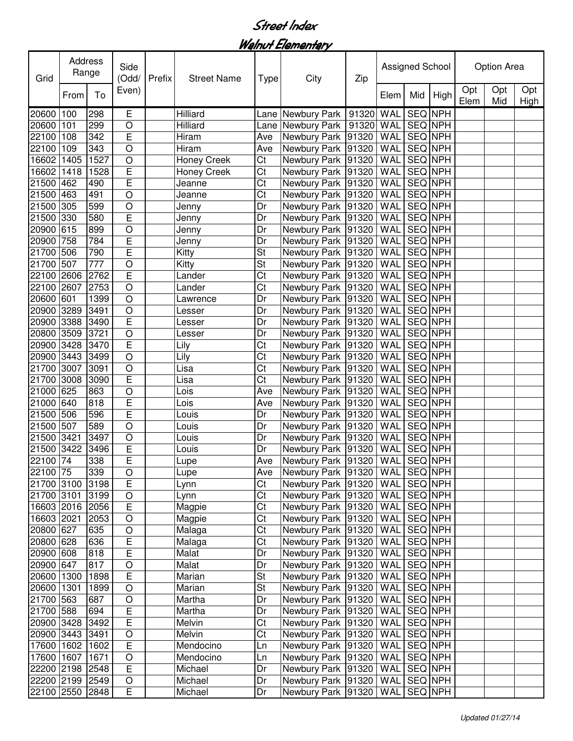# Street Index

## Walnut Elementary

| Grid | Address Range | | Side (Odd/ Even) | Prefix | Street Name | Type | City | Zip | Assigned School | | | Option Area | | |
|---|---|---|---|---|---|---|---|---|---|---|---|---|---|---|
| | From | To | | | | | | | Elem | Mid | High | Opt Elem | Opt Mid | Opt High |
| 20600 | 100 | 298 | E | | Hilliard | Lane | Newbury Park | 91320 | WAL | SEQ | NPH | | | |
| 20600 | 101 | 299 | O | | Hilliard | Lane | Newbury Park | 91320 | WAL | SEQ | NPH | | | |
| 22100 | 108 | 342 | E | | Hiram | Ave | Newbury Park | 91320 | WAL | SEQ | NPH | | | |
| 22100 | 109 | 343 | O | | Hiram | Ave | Newbury Park | 91320 | WAL | SEQ | NPH | | | |
| 16602 | 1405 | 1527 | O | | Honey Creek | Ct | Newbury Park | 91320 | WAL | SEQ | NPH | | | |
| 16602 | 1418 | 1528 | E | | Honey Creek | Ct | Newbury Park | 91320 | WAL | SEQ | NPH | | | |
| 21500 | 462 | 490 | E | | Jeanne | Ct | Newbury Park | 91320 | WAL | SEQ | NPH | | | |
| 21500 | 463 | 491 | O | | Jeanne | Ct | Newbury Park | 91320 | WAL | SEQ | NPH | | | |
| 21500 | 305 | 599 | O | | Jenny | Dr | Newbury Park | 91320 | WAL | SEQ | NPH | | | |
| 21500 | 330 | 580 | E | | Jenny | Dr | Newbury Park | 91320 | WAL | SEQ | NPH | | | |
| 20900 | 615 | 899 | O | | Jenny | Dr | Newbury Park | 91320 | WAL | SEQ | NPH | | | |
| 20900 | 758 | 784 | E | | Jenny | Dr | Newbury Park | 91320 | WAL | SEQ | NPH | | | |
| 21700 | 506 | 790 | E | | Kitty | St | Newbury Park | 91320 | WAL | SEQ | NPH | | | |
| 21700 | 507 | 777 | O | | Kitty | St | Newbury Park | 91320 | WAL | SEQ | NPH | | | |
| 22100 | 2606 | 2762 | E | | Lander | Ct | Newbury Park | 91320 | WAL | SEQ | NPH | | | |
| 22100 | 2607 | 2753 | O | | Lander | Ct | Newbury Park | 91320 | WAL | SEQ | NPH | | | |
| 20600 | 601 | 1399 | O | | Lawrence | Dr | Newbury Park | 91320 | WAL | SEQ | NPH | | | |
| 20900 | 3289 | 3491 | O | | Lesser | Dr | Newbury Park | 91320 | WAL | SEQ | NPH | | | |
| 20900 | 3388 | 3490 | E | | Lesser | Dr | Newbury Park | 91320 | WAL | SEQ | NPH | | | |
| 20800 | 3509 | 3721 | O | | Lesser | Dr | Newbury Park | 91320 | WAL | SEQ | NPH | | | |
| 20900 | 3428 | 3470 | E | | Lily | Ct | Newbury Park | 91320 | WAL | SEQ | NPH | | | |
| 20900 | 3443 | 3499 | O | | Lily | Ct | Newbury Park | 91320 | WAL | SEQ | NPH | | | |
| 21700 | 3007 | 3091 | O | | Lisa | Ct | Newbury Park | 91320 | WAL | SEQ | NPH | | | |
| 21700 | 3008 | 3090 | E | | Lisa | Ct | Newbury Park | 91320 | WAL | SEQ | NPH | | | |
| 21000 | 625 | 863 | O | | Lois | Ave | Newbury Park | 91320 | WAL | SEQ | NPH | | | |
| 21000 | 640 | 818 | E | | Lois | Ave | Newbury Park | 91320 | WAL | SEQ | NPH | | | |
| 21500 | 506 | 596 | E | | Louis | Dr | Newbury Park | 91320 | WAL | SEQ | NPH | | | |
| 21500 | 507 | 589 | O | | Louis | Dr | Newbury Park | 91320 | WAL | SEQ | NPH | | | |
| 21500 | 3421 | 3497 | O | | Louis | Dr | Newbury Park | 91320 | WAL | SEQ | NPH | | | |
| 21500 | 3422 | 3496 | E | | Louis | Dr | Newbury Park | 91320 | WAL | SEQ | NPH | | | |
| 22100 | 74 | 338 | E | | Lupe | Ave | Newbury Park | 91320 | WAL | SEQ | NPH | | | |
| 22100 | 75 | 339 | O | | Lupe | Ave | Newbury Park | 91320 | WAL | SEQ | NPH | | | |
| 21700 | 3100 | 3198 | E | | Lynn | Ct | Newbury Park | 91320 | WAL | SEQ | NPH | | | |
| 21700 | 3101 | 3199 | O | | Lynn | Ct | Newbury Park | 91320 | WAL | SEQ | NPH | | | |
| 16603 | 2016 | 2056 | E | | Magpie | Ct | Newbury Park | 91320 | WAL | SEQ | NPH | | | |
| 16603 | 2021 | 2053 | O | | Magpie | Ct | Newbury Park | 91320 | WAL | SEQ | NPH | | | |
| 20800 | 627 | 635 | O | | Malaga | Ct | Newbury Park | 91320 | WAL | SEQ | NPH | | | |
| 20800 | 628 | 636 | E | | Malaga | Ct | Newbury Park | 91320 | WAL | SEQ | NPH | | | |
| 20900 | 608 | 818 | E | | Malat | Dr | Newbury Park | 91320 | WAL | SEQ | NPH | | | |
| 20900 | 647 | 817 | O | | Malat | Dr | Newbury Park | 91320 | WAL | SEQ | NPH | | | |
| 20600 | 1300 | 1898 | E | | Marian | St | Newbury Park | 91320 | WAL | SEQ | NPH | | | |
| 20600 | 1301 | 1899 | O | | Marian | St | Newbury Park | 91320 | WAL | SEQ | NPH | | | |
| 21700 | 563 | 687 | O | | Martha | Dr | Newbury Park | 91320 | WAL | SEQ | NPH | | | |
| 21700 | 588 | 694 | E | | Martha | Dr | Newbury Park | 91320 | WAL | SEQ | NPH | | | |
| 20900 | 3428 | 3492 | E | | Melvin | Ct | Newbury Park | 91320 | WAL | SEQ | NPH | | | |
| 20900 | 3443 | 3491 | O | | Melvin | Ct | Newbury Park | 91320 | WAL | SEQ | NPH | | | |
| 17600 | 1602 | 1602 | E | | Mendocino | Ln | Newbury Park | 91320 | WAL | SEQ | NPH | | | |
| 17600 | 1607 | 1671 | O | | Mendocino | Ln | Newbury Park | 91320 | WAL | SEQ | NPH | | | |
| 22200 | 2198 | 2548 | E | | Michael | Dr | Newbury Park | 91320 | WAL | SEQ | NPH | | | |
| 22200 | 2199 | 2549 | O | | Michael | Dr | Newbury Park | 91320 | WAL | SEQ | NPH | | | |
| 22100 | 2550 | 2848 | E | | Michael | Dr | Newbury Park | 91320 | WAL | SEQ | NPH | | | |

*Updated 01/27/14*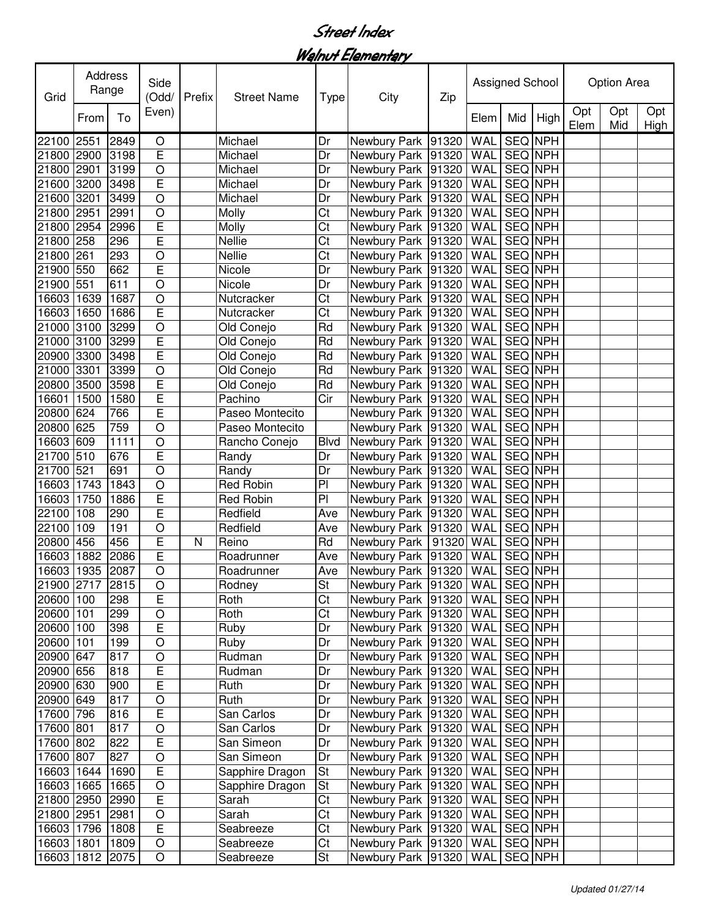# Street Index

## Walnut Elementary

| Grid | Address Range | | Side (Odd/ Even) | Prefix | Street Name | Type | City | Zip | Assigned School | | | Option Area | | |
|---|---|---|---|---|---|---|---|---|---|---|---|---|---|---|
| | From | To | | | | | | | Elem | Mid | High | Opt Elem | Opt Mid | Opt High |
| 22100 | 2551 | 2849 | O | | Michael | Dr | Newbury Park | 91320 | WAL | SEQ | NPH | | | |
| 21800 | 2900 | 3198 | E | | Michael | Dr | Newbury Park | 91320 | WAL | SEQ | NPH | | | |
| 21800 | 2901 | 3199 | O | | Michael | Dr | Newbury Park | 91320 | WAL | SEQ | NPH | | | |
| 21600 | 3200 | 3498 | E | | Michael | Dr | Newbury Park | 91320 | WAL | SEQ | NPH | | | |
| 21600 | 3201 | 3499 | O | | Michael | Dr | Newbury Park | 91320 | WAL | SEQ | NPH | | | |
| 21800 | 2951 | 2991 | O | | Molly | Ct | Newbury Park | 91320 | WAL | SEQ | NPH | | | |
| 21800 | 2954 | 2996 | E | | Molly | Ct | Newbury Park | 91320 | WAL | SEQ | NPH | | | |
| 21800 | 258 | 296 | E | | Nellie | Ct | Newbury Park | 91320 | WAL | SEQ | NPH | | | |
| 21800 | 261 | 293 | O | | Nellie | Ct | Newbury Park | 91320 | WAL | SEQ | NPH | | | |
| 21900 | 550 | 662 | E | | Nicole | Dr | Newbury Park | 91320 | WAL | SEQ | NPH | | | |
| 21900 | 551 | 611 | O | | Nicole | Dr | Newbury Park | 91320 | WAL | SEQ | NPH | | | |
| 16603 | 1639 | 1687 | O | | Nutcracker | Ct | Newbury Park | 91320 | WAL | SEQ | NPH | | | |
| 16603 | 1650 | 1686 | E | | Nutcracker | Ct | Newbury Park | 91320 | WAL | SEQ | NPH | | | |
| 21000 | 3100 | 3299 | O | | Old Conejo | Rd | Newbury Park | 91320 | WAL | SEQ | NPH | | | |
| 21000 | 3100 | 3299 | E | | Old Conejo | Rd | Newbury Park | 91320 | WAL | SEQ | NPH | | | |
| 20900 | 3300 | 3498 | E | | Old Conejo | Rd | Newbury Park | 91320 | WAL | SEQ | NPH | | | |
| 21000 | 3301 | 3399 | O | | Old Conejo | Rd | Newbury Park | 91320 | WAL | SEQ | NPH | | | |
| 20800 | 3500 | 3598 | E | | Old Conejo | Rd | Newbury Park | 91320 | WAL | SEQ | NPH | | | |
| 16601 | 1500 | 1580 | E | | Pachino | Cir | Newbury Park | 91320 | WAL | SEQ | NPH | | | |
| 20800 | 624 | 766 | E | | Paseo Montecito | | Newbury Park | 91320 | WAL | SEQ | NPH | | | |
| 20800 | 625 | 759 | O | | Paseo Montecito | | Newbury Park | 91320 | WAL | SEQ | NPH | | | |
| 16603 | 609 | 1111 | O | | Rancho Conejo | Blvd | Newbury Park | 91320 | WAL | SEQ | NPH | | | |
| 21700 | 510 | 676 | E | | Randy | Dr | Newbury Park | 91320 | WAL | SEQ | NPH | | | |
| 21700 | 521 | 691 | O | | Randy | Dr | Newbury Park | 91320 | WAL | SEQ | NPH | | | |
| 16603 | 1743 | 1843 | O | | Red Robin | Pl | Newbury Park | 91320 | WAL | SEQ | NPH | | | |
| 16603 | 1750 | 1886 | E | | Red Robin | Pl | Newbury Park | 91320 | WAL | SEQ | NPH | | | |
| 22100 | 108 | 290 | E | | Redfield | Ave | Newbury Park | 91320 | WAL | SEQ | NPH | | | |
| 22100 | 109 | 191 | O | | Redfield | Ave | Newbury Park | 91320 | WAL | SEQ | NPH | | | |
| 20800 | 456 | 456 | E | N | Reino | Rd | Newbury Park | 91320 | WAL | SEQ | NPH | | | |
| 16603 | 1882 | 2086 | E | | Roadrunner | Ave | Newbury Park | 91320 | WAL | SEQ | NPH | | | |
| 16603 | 1935 | 2087 | O | | Roadrunner | Ave | Newbury Park | 91320 | WAL | SEQ | NPH | | | |
| 21900 | 2717 | 2815 | O | | Rodney | St | Newbury Park | 91320 | WAL | SEQ | NPH | | | |
| 20600 | 100 | 298 | E | | Roth | Ct | Newbury Park | 91320 | WAL | SEQ | NPH | | | |
| 20600 | 101 | 299 | O | | Roth | Ct | Newbury Park | 91320 | WAL | SEQ | NPH | | | |
| 20600 | 100 | 398 | E | | Ruby | Dr | Newbury Park | 91320 | WAL | SEQ | NPH | | | |
| 20600 | 101 | 199 | O | | Ruby | Dr | Newbury Park | 91320 | WAL | SEQ | NPH | | | |
| 20900 | 647 | 817 | O | | Rudman | Dr | Newbury Park | 91320 | WAL | SEQ | NPH | | | |
| 20900 | 656 | 818 | E | | Rudman | Dr | Newbury Park | 91320 | WAL | SEQ | NPH | | | |
| 20900 | 630 | 900 | E | | Ruth | Dr | Newbury Park | 91320 | WAL | SEQ | NPH | | | |
| 20900 | 649 | 817 | O | | Ruth | Dr | Newbury Park | 91320 | WAL | SEQ | NPH | | | |
| 17600 | 796 | 816 | E | | San Carlos | Dr | Newbury Park | 91320 | WAL | SEQ | NPH | | | |
| 17600 | 801 | 817 | O | | San Carlos | Dr | Newbury Park | 91320 | WAL | SEQ | NPH | | | |
| 17600 | 802 | 822 | E | | San Simeon | Dr | Newbury Park | 91320 | WAL | SEQ | NPH | | | |
| 17600 | 807 | 827 | O | | San Simeon | Dr | Newbury Park | 91320 | WAL | SEQ | NPH | | | |
| 16603 | 1644 | 1690 | E | | Sapphire Dragon | St | Newbury Park | 91320 | WAL | SEQ | NPH | | | |
| 16603 | 1665 | 1665 | O | | Sapphire Dragon | St | Newbury Park | 91320 | WAL | SEQ | NPH | | | |
| 21800 | 2950 | 2990 | E | | Sarah | Ct | Newbury Park | 91320 | WAL | SEQ | NPH | | | |
| 21800 | 2951 | 2981 | O | | Sarah | Ct | Newbury Park | 91320 | WAL | SEQ | NPH | | | |
| 16603 | 1796 | 1808 | E | | Seabreeze | Ct | Newbury Park | 91320 | WAL | SEQ | NPH | | | |
| 16603 | 1801 | 1809 | O | | Seabreeze | Ct | Newbury Park | 91320 | WAL | SEQ | NPH | | | |
| 16603 | 1812 | 2075 | O | | Seabreeze | St | Newbury Park | 91320 | WAL | SEQ | NPH | | | |

*Updated 01/27/14*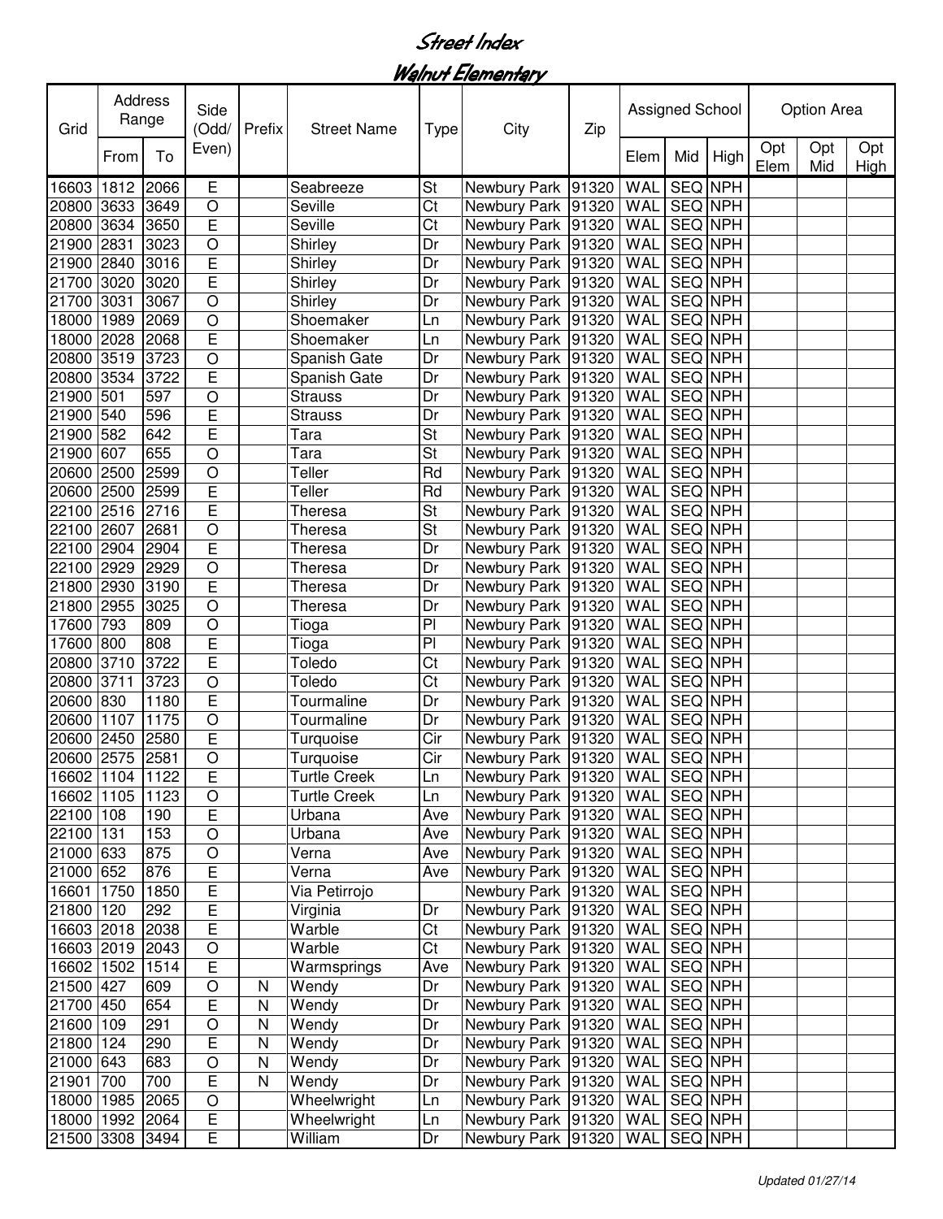# Street Index

## Walnut Elementary

| Grid | Address Range | | Side (Odd/Even) | Prefix | Street Name | Type | City | Zip | Assigned School | | | Option Area | | |
|---|---|---|---|---|---|---|---|---|---|---|---|---|---|---|
| | From | To | | | | | | | Elem | Mid | High | Opt Elem | Opt Mid | Opt High |
| 16603 | 1812 | 2066 | E | | Seabreeze | St | Newbury Park | 91320 | WAL | SEQ | NPH | | | |
| 20800 | 3633 | 3649 | O | | Seville | Ct | Newbury Park | 91320 | WAL | SEQ | NPH | | | |
| 20800 | 3634 | 3650 | E | | Seville | Ct | Newbury Park | 91320 | WAL | SEQ | NPH | | | |
| 21900 | 2831 | 3023 | O | | Shirley | Dr | Newbury Park | 91320 | WAL | SEQ | NPH | | | |
| 21900 | 2840 | 3016 | E | | Shirley | Dr | Newbury Park | 91320 | WAL | SEQ | NPH | | | |
| 21700 | 3020 | 3020 | E | | Shirley | Dr | Newbury Park | 91320 | WAL | SEQ | NPH | | | |
| 21700 | 3031 | 3067 | O | | Shirley | Dr | Newbury Park | 91320 | WAL | SEQ | NPH | | | |
| 18000 | 1989 | 2069 | O | | Shoemaker | Ln | Newbury Park | 91320 | WAL | SEQ | NPH | | | |
| 18000 | 2028 | 2068 | E | | Shoemaker | Ln | Newbury Park | 91320 | WAL | SEQ | NPH | | | |
| 20800 | 3519 | 3723 | O | | Spanish Gate | Dr | Newbury Park | 91320 | WAL | SEQ | NPH | | | |
| 20800 | 3534 | 3722 | E | | Spanish Gate | Dr | Newbury Park | 91320 | WAL | SEQ | NPH | | | |
| 21900 | 501 | 597 | O | | Strauss | Dr | Newbury Park | 91320 | WAL | SEQ | NPH | | | |
| 21900 | 540 | 596 | E | | Strauss | Dr | Newbury Park | 91320 | WAL | SEQ | NPH | | | |
| 21900 | 582 | 642 | E | | Tara | St | Newbury Park | 91320 | WAL | SEQ | NPH | | | |
| 21900 | 607 | 655 | O | | Tara | St | Newbury Park | 91320 | WAL | SEQ | NPH | | | |
| 20600 | 2500 | 2599 | O | | Teller | Rd | Newbury Park | 91320 | WAL | SEQ | NPH | | | |
| 20600 | 2500 | 2599 | E | | Teller | Rd | Newbury Park | 91320 | WAL | SEQ | NPH | | | |
| 22100 | 2516 | 2716 | E | | Theresa | St | Newbury Park | 91320 | WAL | SEQ | NPH | | | |
| 22100 | 2607 | 2681 | O | | Theresa | St | Newbury Park | 91320 | WAL | SEQ | NPH | | | |
| 22100 | 2904 | 2904 | E | | Theresa | Dr | Newbury Park | 91320 | WAL | SEQ | NPH | | | |
| 22100 | 2929 | 2929 | O | | Theresa | Dr | Newbury Park | 91320 | WAL | SEQ | NPH | | | |
| 21800 | 2930 | 3190 | E | | Theresa | Dr | Newbury Park | 91320 | WAL | SEQ | NPH | | | |
| 21800 | 2955 | 3025 | O | | Theresa | Dr | Newbury Park | 91320 | WAL | SEQ | NPH | | | |
| 17600 | 793 | 809 | O | | Tioga | Pl | Newbury Park | 91320 | WAL | SEQ | NPH | | | |
| 17600 | 800 | 808 | E | | Tioga | Pl | Newbury Park | 91320 | WAL | SEQ | NPH | | | |
| 20800 | 3710 | 3722 | E | | Toledo | Ct | Newbury Park | 91320 | WAL | SEQ | NPH | | | |
| 20800 | 3711 | 3723 | O | | Toledo | Ct | Newbury Park | 91320 | WAL | SEQ | NPH | | | |
| 20600 | 830 | 1180 | E | | Tourmaline | Dr | Newbury Park | 91320 | WAL | SEQ | NPH | | | |
| 20600 | 1107 | 1175 | O | | Tourmaline | Dr | Newbury Park | 91320 | WAL | SEQ | NPH | | | |
| 20600 | 2450 | 2580 | E | | Turquoise | Cir | Newbury Park | 91320 | WAL | SEQ | NPH | | | |
| 20600 | 2575 | 2581 | O | | Turquoise | Cir | Newbury Park | 91320 | WAL | SEQ | NPH | | | |
| 16602 | 1104 | 1122 | E | | Turtle Creek | Ln | Newbury Park | 91320 | WAL | SEQ | NPH | | | |
| 16602 | 1105 | 1123 | O | | Turtle Creek | Ln | Newbury Park | 91320 | WAL | SEQ | NPH | | | |
| 22100 | 108 | 190 | E | | Urbana | Ave | Newbury Park | 91320 | WAL | SEQ | NPH | | | |
| 22100 | 131 | 153 | O | | Urbana | Ave | Newbury Park | 91320 | WAL | SEQ | NPH | | | |
| 21000 | 633 | 875 | O | | Verna | Ave | Newbury Park | 91320 | WAL | SEQ | NPH | | | |
| 21000 | 652 | 876 | E | | Verna | Ave | Newbury Park | 91320 | WAL | SEQ | NPH | | | |
| 16601 | 1750 | 1850 | E | | Via Petirrojo | | Newbury Park | 91320 | WAL | SEQ | NPH | | | |
| 21800 | 120 | 292 | E | | Virginia | Dr | Newbury Park | 91320 | WAL | SEQ | NPH | | | |
| 16603 | 2018 | 2038 | E | | Warble | Ct | Newbury Park | 91320 | WAL | SEQ | NPH | | | |
| 16603 | 2019 | 2043 | O | | Warble | Ct | Newbury Park | 91320 | WAL | SEQ | NPH | | | |
| 16602 | 1502 | 1514 | E | | Warmsprings | Ave | Newbury Park | 91320 | WAL | SEQ | NPH | | | |
| 21500 | 427 | 609 | O | N | Wendy | Dr | Newbury Park | 91320 | WAL | SEQ | NPH | | | |
| 21700 | 450 | 654 | E | N | Wendy | Dr | Newbury Park | 91320 | WAL | SEQ | NPH | | | |
| 21600 | 109 | 291 | O | N | Wendy | Dr | Newbury Park | 91320 | WAL | SEQ | NPH | | | |
| 21800 | 124 | 290 | E | N | Wendy | Dr | Newbury Park | 91320 | WAL | SEQ | NPH | | | |
| 21000 | 643 | 683 | O | N | Wendy | Dr | Newbury Park | 91320 | WAL | SEQ | NPH | | | |
| 21901 | 700 | 700 | E | N | Wendy | Dr | Newbury Park | 91320 | WAL | SEQ | NPH | | | |
| 18000 | 1985 | 2065 | O | | Wheelwright | Ln | Newbury Park | 91320 | WAL | SEQ | NPH | | | |
| 18000 | 1992 | 2064 | E | | Wheelwright | Ln | Newbury Park | 91320 | WAL | SEQ | NPH | | | |
| 21500 | 3308 | 3494 | E | | William | Dr | Newbury Park | 91320 | WAL | SEQ | NPH | | | |

*Updated 01/27/14*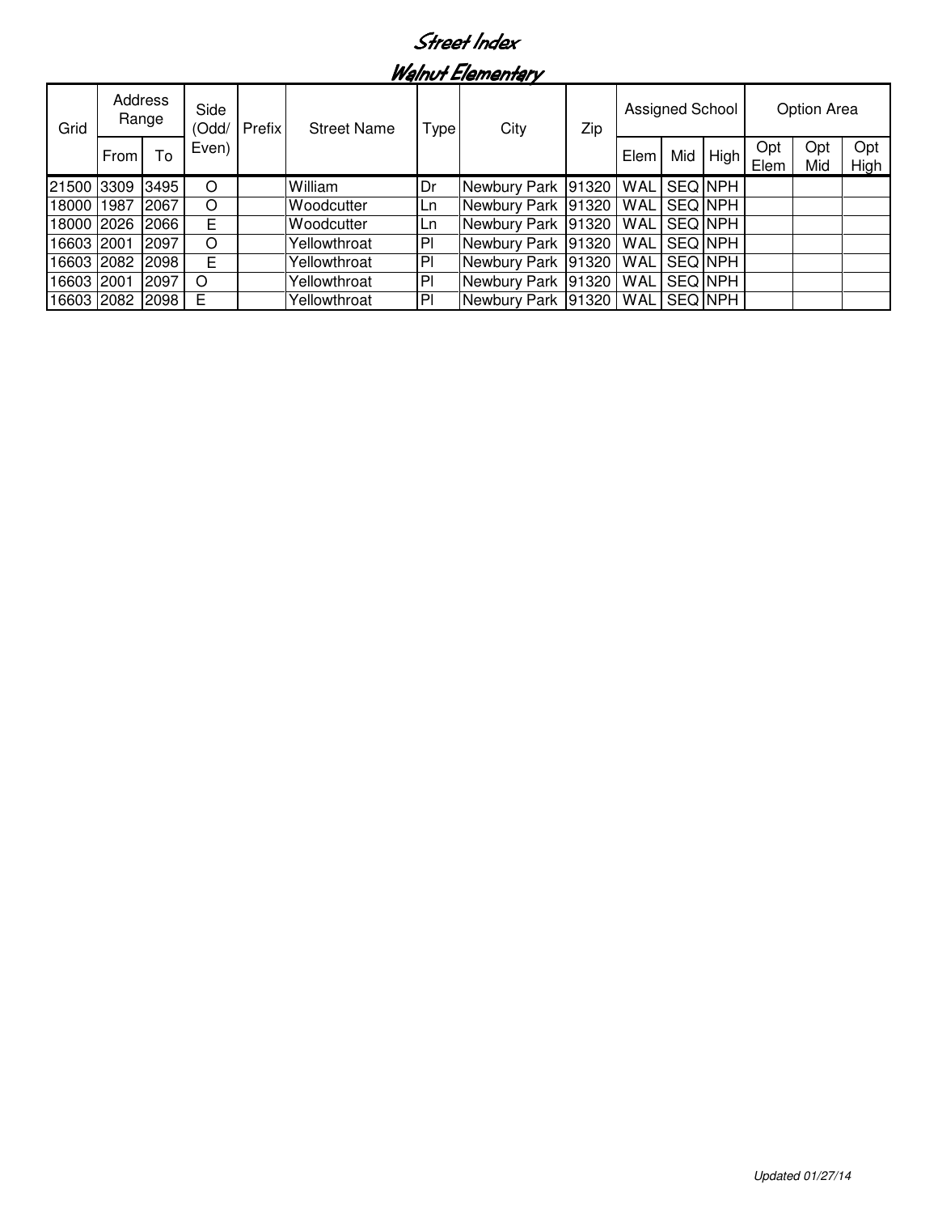# Street Index

## Walnut Elementary

| Grid | Address Range | | Side (Odd/ Even) | Prefix | Street Name | Type | City | Zip | Assigned School | | | Option Area | | |
|---|---|---|---|---|---|---|---|---|---|---|---|---|---|---|
| | From | To | | | | | | | Elem | Mid | High | Opt Elem | Opt Mid | Opt High |
| 21500 | 3309 | 3495 | O | | William | Dr | Newbury Park | 91320 | WAL | SEQ | NPH | | | |
| 18000 | 1987 | 2067 | O | | Woodcutter | Ln | Newbury Park | 91320 | WAL | SEQ | NPH | | | |
| 18000 | 2026 | 2066 | E | | Woodcutter | Ln | Newbury Park | 91320 | WAL | SEQ | NPH | | | |
| 16603 | 2001 | 2097 | O | | Yellowthroat | Pl | Newbury Park | 91320 | WAL | SEQ | NPH | | | |
| 16603 | 2082 | 2098 | E | | Yellowthroat | Pl | Newbury Park | 91320 | WAL | SEQ | NPH | | | |
| 16603 | 2001 | 2097 | O | | Yellowthroat | Pl | Newbury Park | 91320 | WAL | SEQ | NPH | | | |
| 16603 | 2082 | 2098 | E | | Yellowthroat | Pl | Newbury Park | 91320 | WAL | SEQ | NPH | | | |

*Updated 01/27/14*